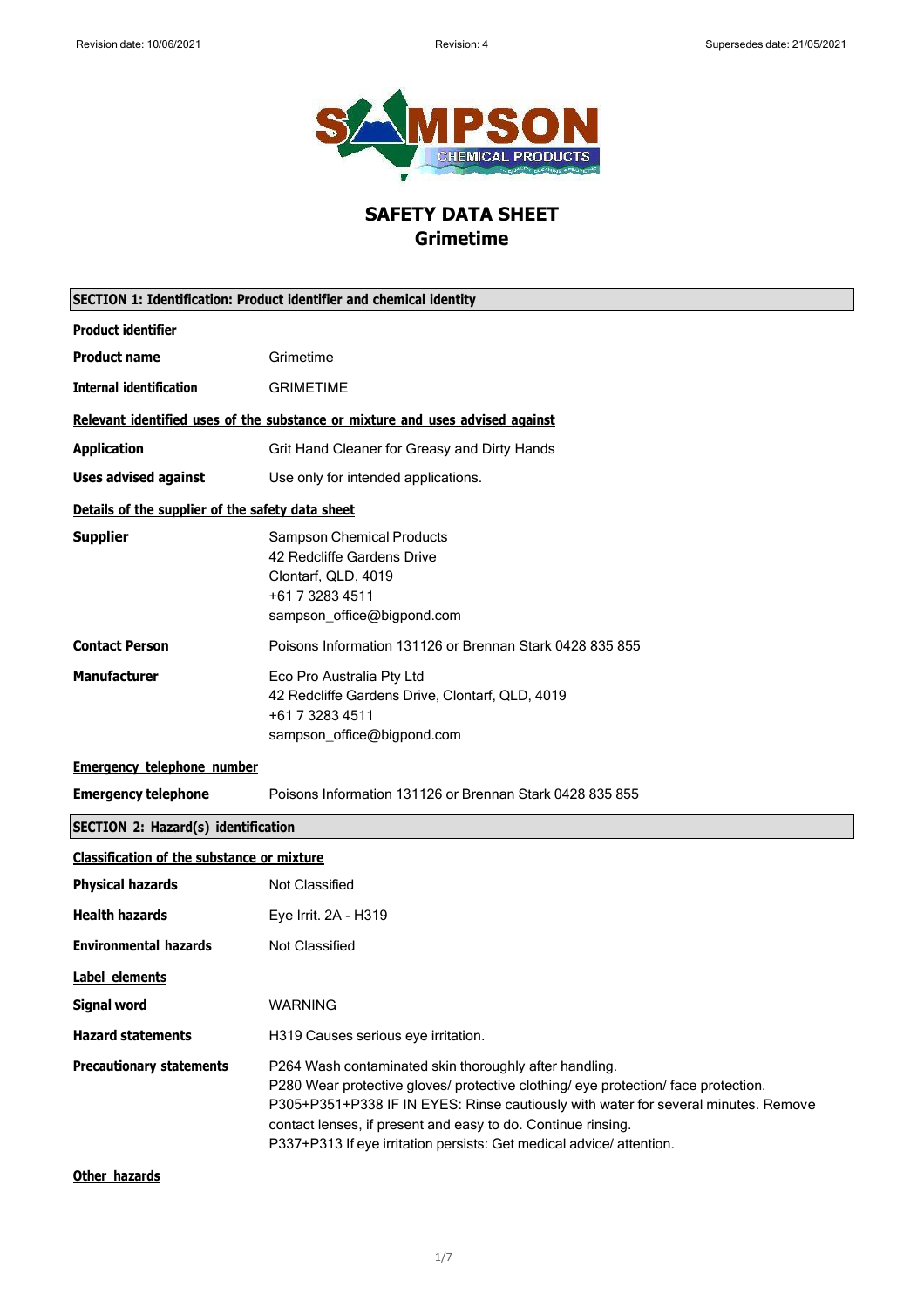Revision date: 10/06/2021 Revision: 4 Supersedes date: 21/05/2021

# SAFETY DATA SHEET
# Grimetime

## SECTION 1: Identification: Product identifier and chemical identity

**Product identifier**

| | |
|---|---|
| **Product name** | Grimetime |
| **Internal identification** | GRIMETIME |

**Relevant identified uses of the substance or mixture and uses advised against**

| | |
|---|---|
| **Application** | Grit Hand Cleaner for Greasy and Dirty Hands |
| **Uses advised against** | Use only for intended applications. |

**Details of the supplier of the safety data sheet**

| | |
|---|---|
| **Supplier** | Sampson Chemical Products<br>42 Redcliffe Gardens Drive<br>Clontarf, QLD, 4019<br>+61 7 3283 4511<br>sampson_office@bigpond.com |
| **Contact Person** | Poisons Information 131126 or Brennan Stark 0428 835 855 |
| **Manufacturer** | Eco Pro Australia Pty Ltd<br>42 Redcliffe Gardens Drive, Clontarf, QLD, 4019<br>+61 7 3283 4511<br>sampson_office@bigpond.com |

**Emergency telephone number**

| | |
|---|---|
| **Emergency telephone** | Poisons Information 131126 or Brennan Stark 0428 835 855 |

## SECTION 2: Hazard(s) identification

**Classification of the substance or mixture**

| | |
|---|---|
| **Physical hazards** | Not Classified |
| **Health hazards** | Eye Irrit. 2A - H319 |
| **Environmental hazards** | Not Classified |

**Label elements**

| | |
|---|---|
| **Signal word** | WARNING |
| **Hazard statements** | H319 Causes serious eye irritation. |
| **Precautionary statements** | P264 Wash contaminated skin thoroughly after handling.<br>P280 Wear protective gloves/ protective clothing/ eye protection/ face protection.<br>P305+P351+P338 IF IN EYES: Rinse cautiously with water for several minutes. Remove contact lenses, if present and easy to do. Continue rinsing.<br>P337+P313 If eye irritation persists: Get medical advice/ attention. |

**Other hazards**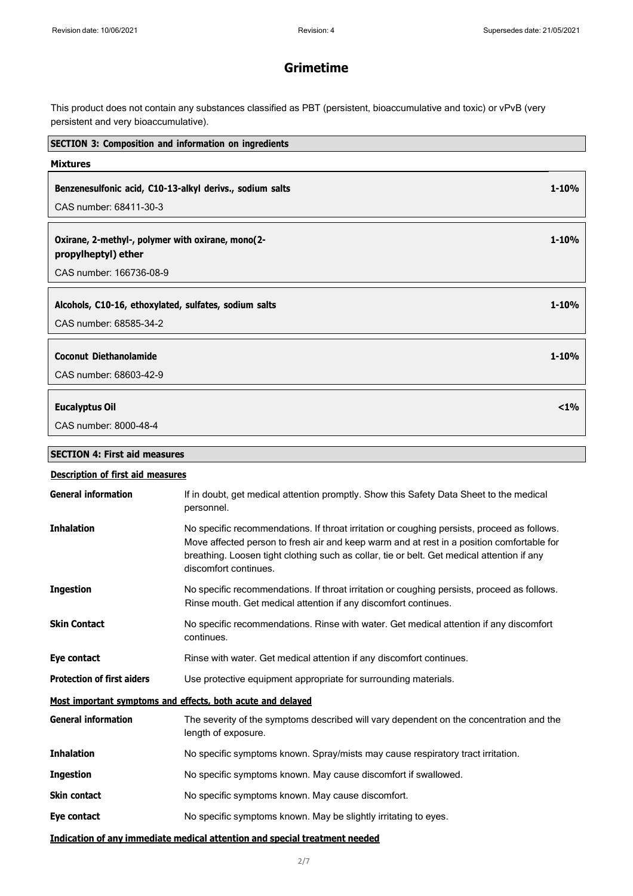# Grimetime

This product does not contain any substances classified as PBT (persistent, bioaccumulative and toxic) or vPvB (very persistent and very bioaccumulative).

## SECTION 3: Composition and information on ingredients

### Mixtures

**Benzenesulfonic acid, C10-13-alkyl derivs., sodium salts** — **1-10%**

CAS number: 68411-30-3

**Oxirane, 2-methyl-, polymer with oxirane, mono(2-propylheptyl) ether** — **1-10%**

CAS number: 166736-08-9

**Alcohols, C10-16, ethoxylated, sulfates, sodium salts** — **1-10%**

CAS number: 68585-34-2

**Coconut Diethanolamide** — **1-10%**

CAS number: 68603-42-9

**Eucalyptus Oil** — **<1%**

CAS number: 8000-48-4

## SECTION 4: First aid measures

### Description of first aid measures

**General information** If in doubt, get medical attention promptly. Show this Safety Data Sheet to the medical personnel.

**Inhalation** No specific recommendations. If throat irritation or coughing persists, proceed as follows. Move affected person to fresh air and keep warm and at rest in a position comfortable for breathing. Loosen tight clothing such as collar, tie or belt. Get medical attention if any discomfort continues.

**Ingestion** No specific recommendations. If throat irritation or coughing persists, proceed as follows. Rinse mouth. Get medical attention if any discomfort continues.

**Skin Contact** No specific recommendations. Rinse with water. Get medical attention if any discomfort continues.

**Eye contact** Rinse with water. Get medical attention if any discomfort continues.

**Protection of first aiders** Use protective equipment appropriate for surrounding materials.

### Most important symptoms and effects, both acute and delayed

**General information** The severity of the symptoms described will vary dependent on the concentration and the length of exposure.

**Inhalation** No specific symptoms known. Spray/mists may cause respiratory tract irritation.

**Ingestion** No specific symptoms known. May cause discomfort if swallowed.

**Skin contact** No specific symptoms known. May cause discomfort.

**Eye contact** No specific symptoms known. May be slightly irritating to eyes.

### Indication of any immediate medical attention and special treatment needed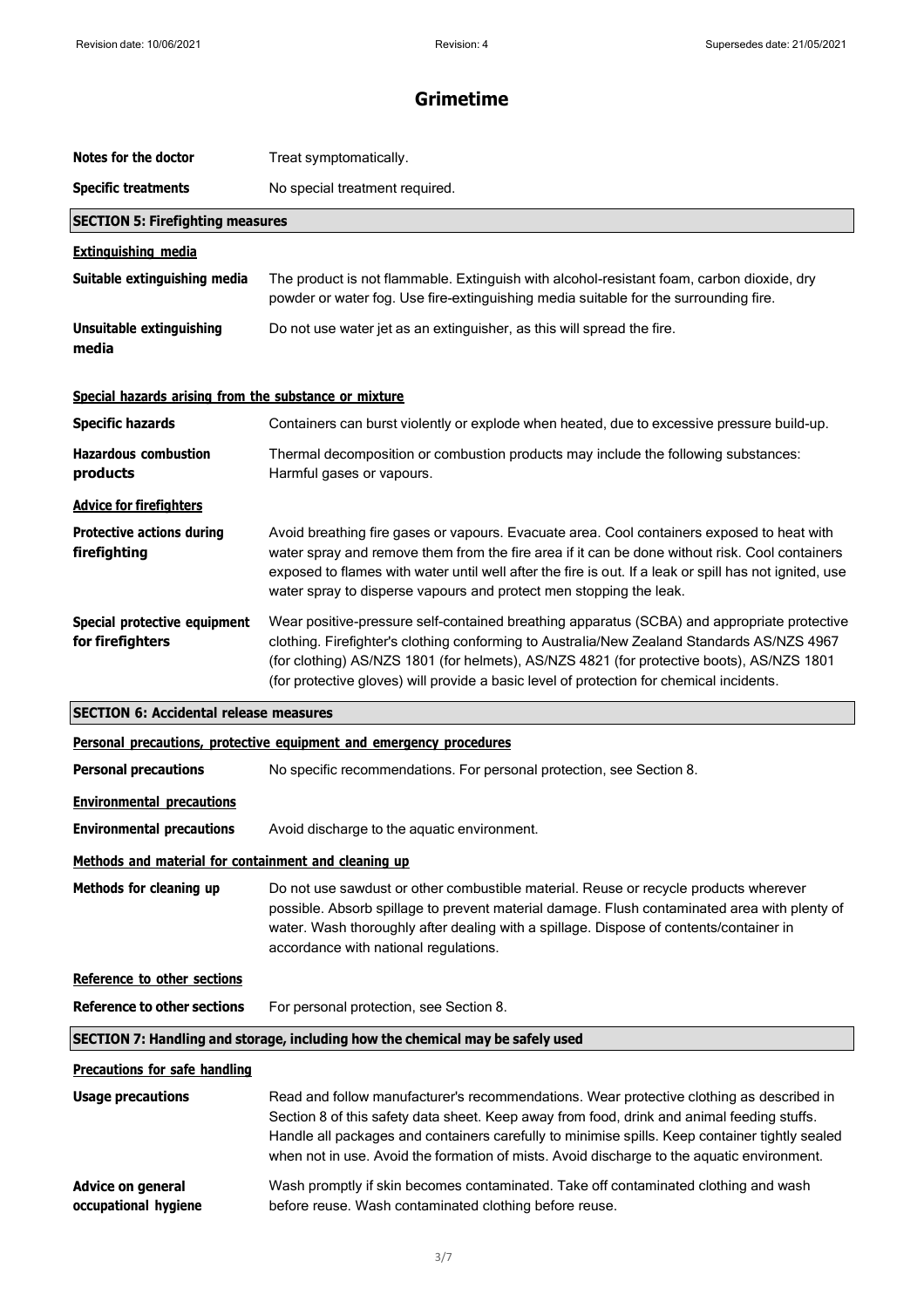# Grimetime

| | |
|---|---|
| **Notes for the doctor** | Treat symptomatically. |
| **Specific treatments** | No special treatment required. |

## SECTION 5: Firefighting measures

### Extinguishing media

| | |
|---|---|
| **Suitable extinguishing media** | The product is not flammable. Extinguish with alcohol-resistant foam, carbon dioxide, dry powder or water fog. Use fire-extinguishing media suitable for the surrounding fire. |
| **Unsuitable extinguishing media** | Do not use water jet as an extinguisher, as this will spread the fire. |

### Special hazards arising from the substance or mixture

| | |
|---|---|
| **Specific hazards** | Containers can burst violently or explode when heated, due to excessive pressure build-up. |
| **Hazardous combustion products** | Thermal decomposition or combustion products may include the following substances: Harmful gases or vapours. |

### Advice for firefighters

| | |
|---|---|
| **Protective actions during firefighting** | Avoid breathing fire gases or vapours. Evacuate area. Cool containers exposed to heat with water spray and remove them from the fire area if it can be done without risk. Cool containers exposed to flames with water until well after the fire is out. If a leak or spill has not ignited, use water spray to disperse vapours and protect men stopping the leak. |
| **Special protective equipment for firefighters** | Wear positive-pressure self-contained breathing apparatus (SCBA) and appropriate protective clothing. Firefighter's clothing conforming to Australia/New Zealand Standards AS/NZS 4967 (for clothing) AS/NZS 1801 (for helmets), AS/NZS 4821 (for protective boots), AS/NZS 1801 (for protective gloves) will provide a basic level of protection for chemical incidents. |

## SECTION 6: Accidental release measures

### Personal precautions, protective equipment and emergency procedures

| | |
|---|---|
| **Personal precautions** | No specific recommendations. For personal protection, see Section 8. |

### Environmental precautions

| | |
|---|---|
| **Environmental precautions** | Avoid discharge to the aquatic environment. |

### Methods and material for containment and cleaning up

| | |
|---|---|
| **Methods for cleaning up** | Do not use sawdust or other combustible material. Reuse or recycle products wherever possible. Absorb spillage to prevent material damage. Flush contaminated area with plenty of water. Wash thoroughly after dealing with a spillage. Dispose of contents/container in accordance with national regulations. |

### Reference to other sections

| | |
|---|---|
| **Reference to other sections** | For personal protection, see Section 8. |

## SECTION 7: Handling and storage, including how the chemical may be safely used

### Precautions for safe handling

| | |
|---|---|
| **Usage precautions** | Read and follow manufacturer's recommendations. Wear protective clothing as described in Section 8 of this safety data sheet. Keep away from food, drink and animal feeding stuffs. Handle all packages and containers carefully to minimise spills. Keep container tightly sealed when not in use. Avoid the formation of mists. Avoid discharge to the aquatic environment. |
| **Advice on general occupational hygiene** | Wash promptly if skin becomes contaminated. Take off contaminated clothing and wash before reuse. Wash contaminated clothing before reuse. |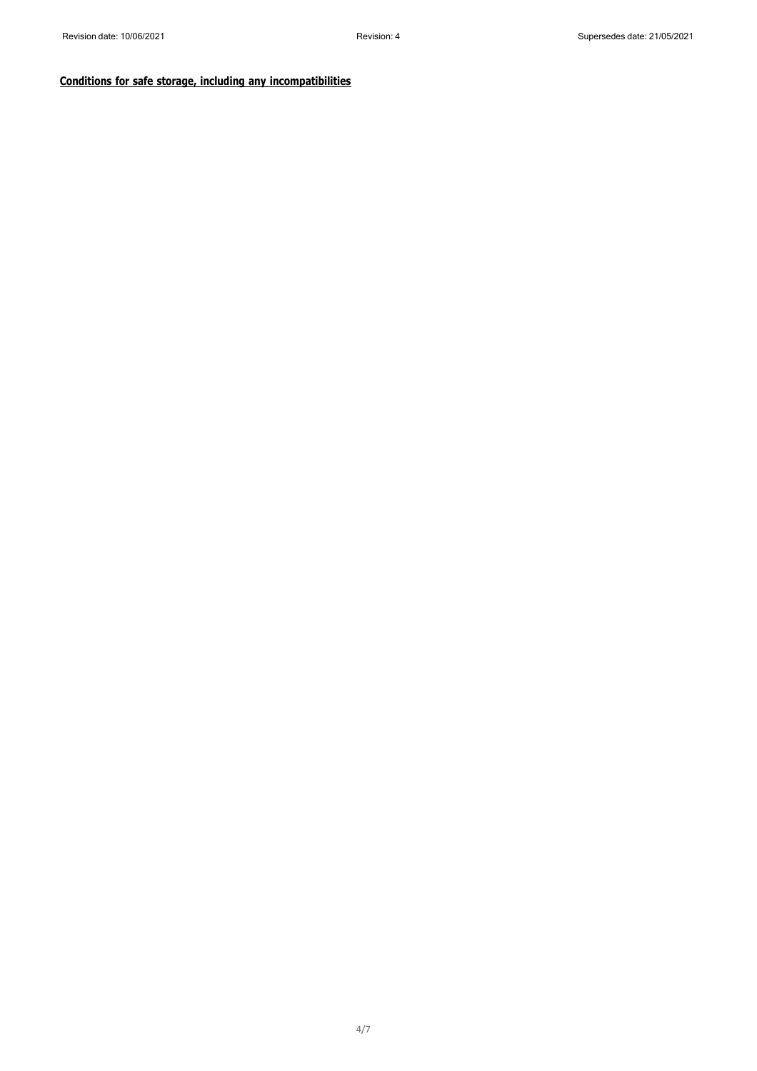**Conditions for safe storage, including any incompatibilities**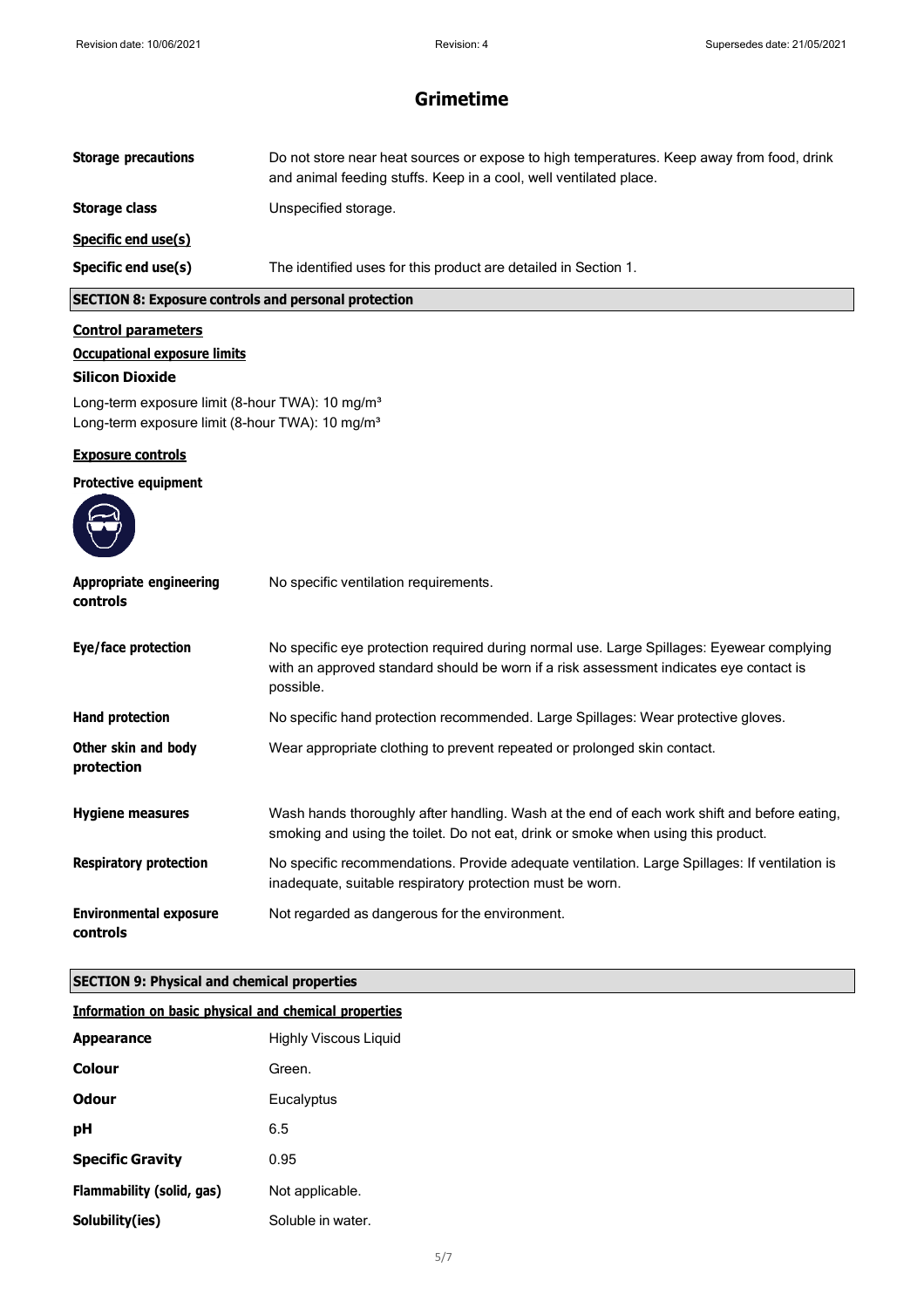# Grimetime

| | |
|---|---|
| **Storage precautions** | Do not store near heat sources or expose to high temperatures. Keep away from food, drink and animal feeding stuffs. Keep in a cool, well ventilated place. |
| **Storage class** | Unspecified storage. |

**Specific end use(s)**

| | |
|---|---|
| **Specific end use(s)** | The identified uses for this product are detailed in Section 1. |

## SECTION 8: Exposure controls and personal protection

**Control parameters**

**Occupational exposure limits**

**Silicon Dioxide**

Long-term exposure limit (8-hour TWA): 10 mg/m³
Long-term exposure limit (8-hour TWA): 10 mg/m³

**Exposure controls**

**Protective equipment**

| | |
|---|---|
| **Appropriate engineering controls** | No specific ventilation requirements. |
| **Eye/face protection** | No specific eye protection required during normal use. Large Spillages: Eyewear complying with an approved standard should be worn if a risk assessment indicates eye contact is possible. |
| **Hand protection** | No specific hand protection recommended. Large Spillages: Wear protective gloves. |
| **Other skin and body protection** | Wear appropriate clothing to prevent repeated or prolonged skin contact. |
| **Hygiene measures** | Wash hands thoroughly after handling. Wash at the end of each work shift and before eating, smoking and using the toilet. Do not eat, drink or smoke when using this product. |
| **Respiratory protection** | No specific recommendations. Provide adequate ventilation. Large Spillages: If ventilation is inadequate, suitable respiratory protection must be worn. |
| **Environmental exposure controls** | Not regarded as dangerous for the environment. |

## SECTION 9: Physical and chemical properties

**Information on basic physical and chemical properties**

| | |
|---|---|
| **Appearance** | Highly Viscous Liquid |
| **Colour** | Green. |
| **Odour** | Eucalyptus |
| **pH** | 6.5 |
| **Specific Gravity** | 0.95 |
| **Flammability (solid, gas)** | Not applicable. |
| **Solubility(ies)** | Soluble in water. |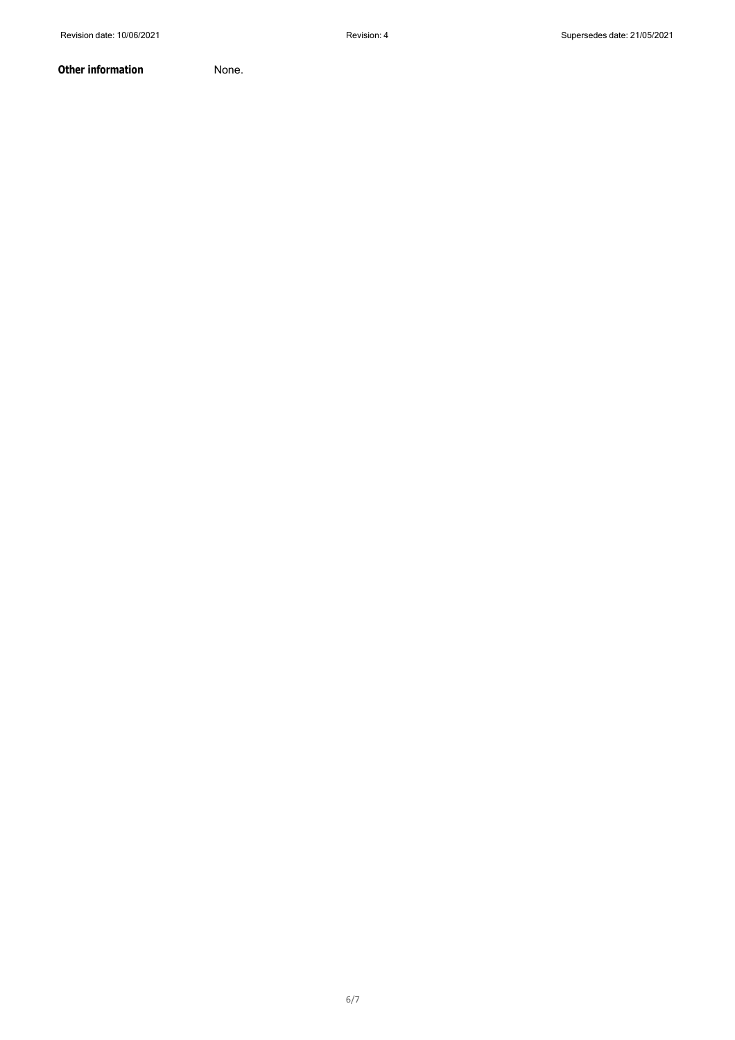**Other information** None.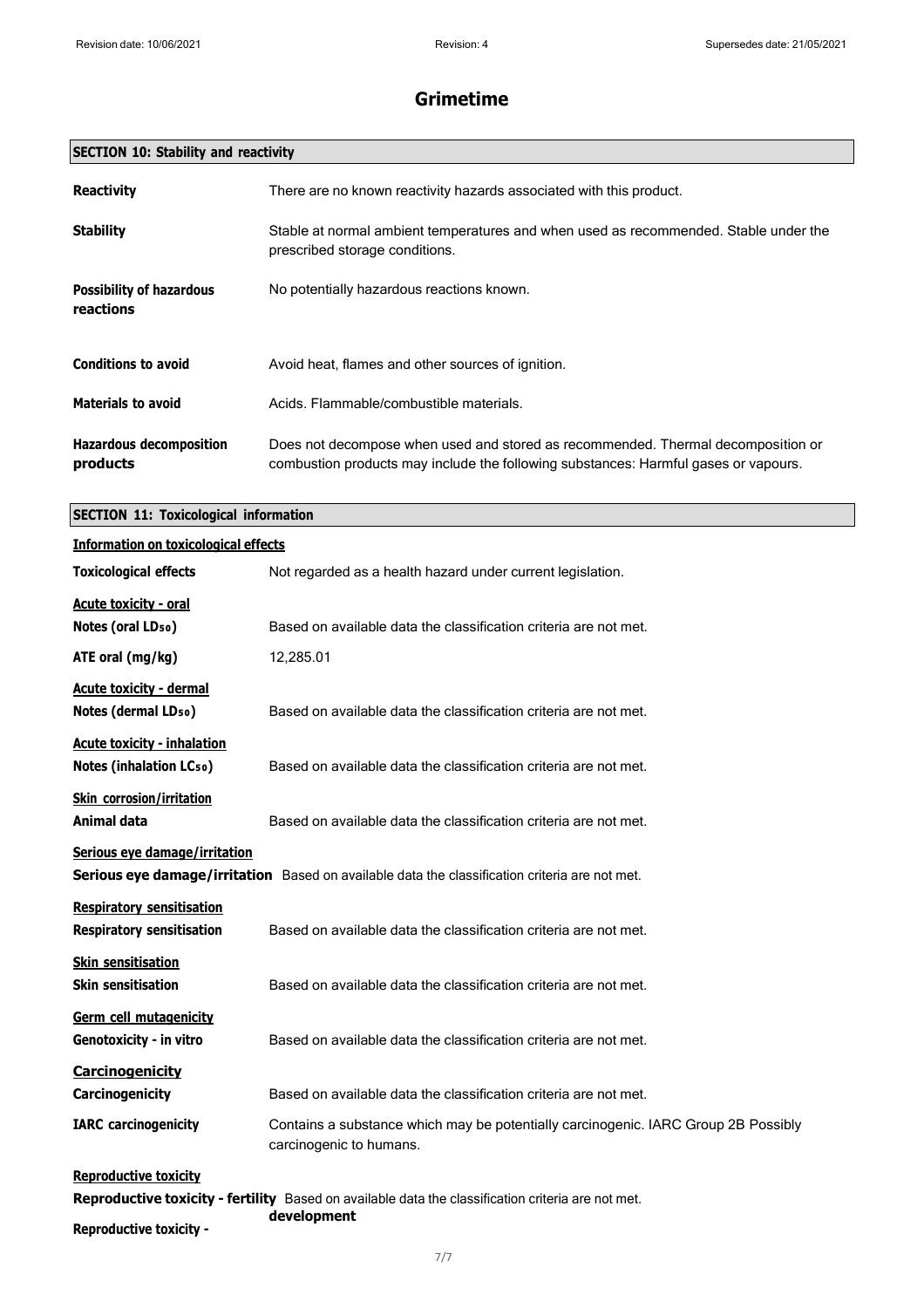# Grimetime

## SECTION 10: Stability and reactivity

| | |
|---|---|
| **Reactivity** | There are no known reactivity hazards associated with this product. |
| **Stability** | Stable at normal ambient temperatures and when used as recommended. Stable under the prescribed storage conditions. |
| **Possibility of hazardous reactions** | No potentially hazardous reactions known. |
| **Conditions to avoid** | Avoid heat, flames and other sources of ignition. |
| **Materials to avoid** | Acids. Flammable/combustible materials. |
| **Hazardous decomposition products** | Does not decompose when used and stored as recommended. Thermal decomposition or combustion products may include the following substances: Harmful gases or vapours. |

## SECTION 11: Toxicological information

**Information on toxicological effects**

**Toxicological effects** Not regarded as a health hazard under current legislation.

**Acute toxicity - oral**

**Notes (oral $LD_{50}$)** Based on available data the classification criteria are not met.

**ATE oral (mg/kg)** 12,285.01

**Acute toxicity - dermal**

**Notes (dermal $LD_{50}$)** Based on available data the classification criteria are not met.

**Acute toxicity - inhalation**

**Notes (inhalation $LC_{50}$)** Based on available data the classification criteria are not met.

**Skin corrosion/irritation**

**Animal data** Based on available data the classification criteria are not met.

**Serious eye damage/irritation**

**Serious eye damage/irritation** Based on available data the classification criteria are not met.

**Respiratory sensitisation**

**Respiratory sensitisation** Based on available data the classification criteria are not met.

**Skin sensitisation**

**Skin sensitisation** Based on available data the classification criteria are not met.

**Germ cell mutagenicity**

**Genotoxicity - in vitro** Based on available data the classification criteria are not met.

**Carcinogenicity**

**Carcinogenicity** Based on available data the classification criteria are not met.

**IARC carcinogenicity** Contains a substance which may be potentially carcinogenic. IARC Group 2B Possibly carcinogenic to humans.

**Reproductive toxicity**

**Reproductive toxicity - fertility** Based on available data the classification criteria are not met.

**Reproductive toxicity - development**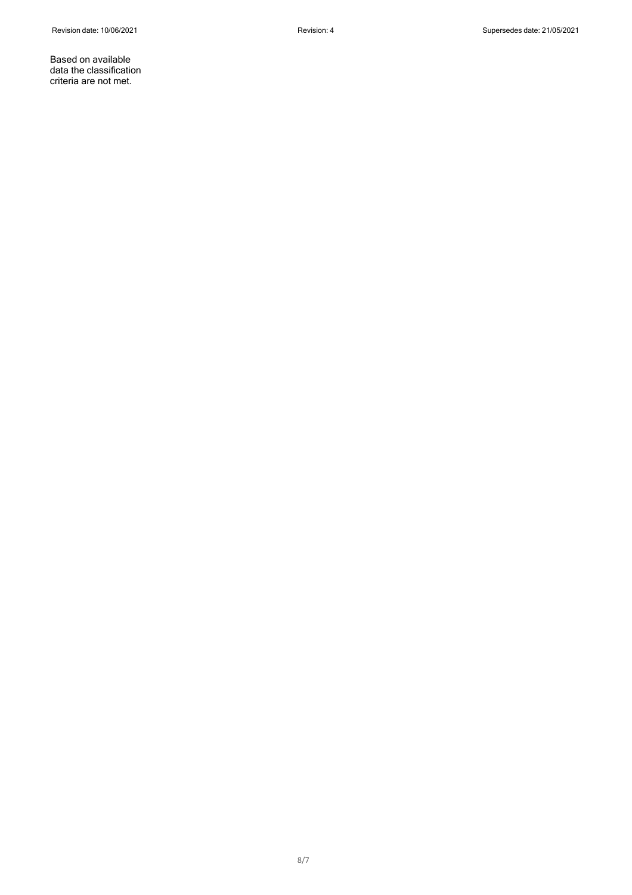Based on available data the classification criteria are not met.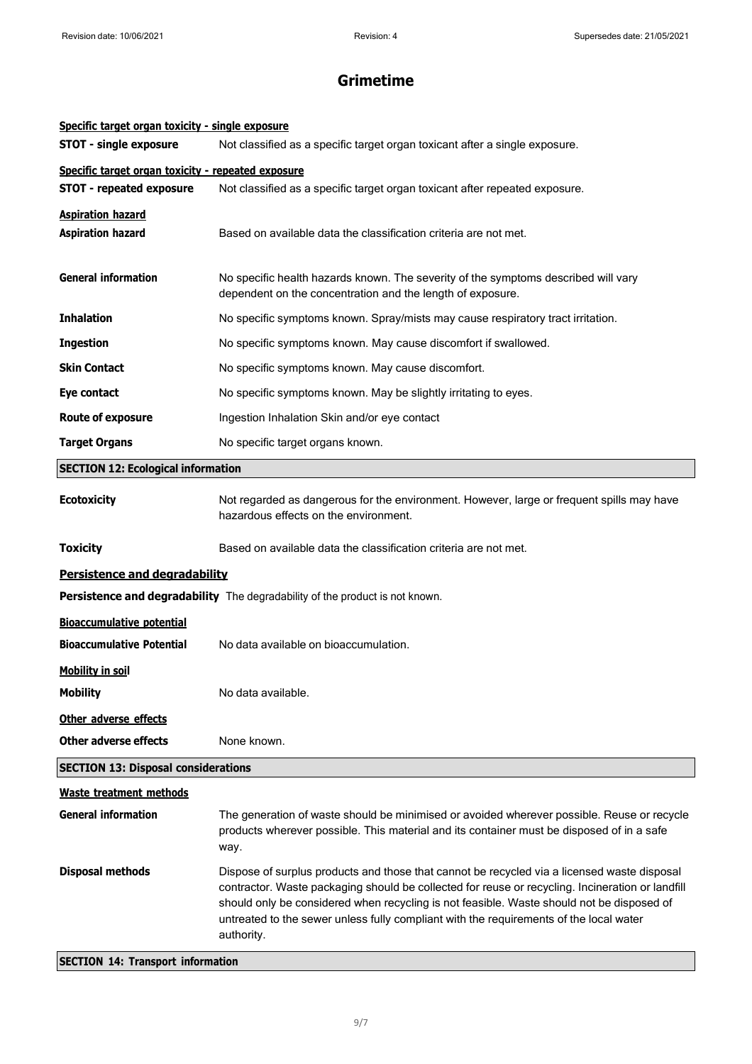# Grimetime

**Specific target organ toxicity - single exposure**

**STOT - single exposure** Not classified as a specific target organ toxicant after a single exposure.

**Specific target organ toxicity - repeated exposure**

**STOT - repeated exposure** Not classified as a specific target organ toxicant after repeated exposure.

**Aspiration hazard**

**Aspiration hazard** Based on available data the classification criteria are not met.

**General information** No specific health hazards known. The severity of the symptoms described will vary dependent on the concentration and the length of exposure.

**Inhalation** No specific symptoms known. Spray/mists may cause respiratory tract irritation.

**Ingestion** No specific symptoms known. May cause discomfort if swallowed.

**Skin Contact** No specific symptoms known. May cause discomfort.

**Eye contact** No specific symptoms known. May be slightly irritating to eyes.

**Route of exposure** Ingestion Inhalation Skin and/or eye contact

**Target Organs** No specific target organs known.

## SECTION 12: Ecological information

**Ecotoxicity** Not regarded as dangerous for the environment. However, large or frequent spills may have hazardous effects on the environment.

**Toxicity** Based on available data the classification criteria are not met.

**Persistence and degradability**

**Persistence and degradability** The degradability of the product is not known.

**Bioaccumulative potential**

**Bioaccumulative Potential** No data available on bioaccumulation.

**Mobility in soil**

**Mobility** No data available.

**Other adverse effects**

**Other adverse effects** None known.

## SECTION 13: Disposal considerations

**Waste treatment methods**

**General information** The generation of waste should be minimised or avoided wherever possible. Reuse or recycle products wherever possible. This material and its container must be disposed of in a safe way.

**Disposal methods** Dispose of surplus products and those that cannot be recycled via a licensed waste disposal contractor. Waste packaging should be collected for reuse or recycling. Incineration or landfill should only be considered when recycling is not feasible. Waste should not be disposed of untreated to the sewer unless fully compliant with the requirements of the local water authority.

## SECTION 14: Transport information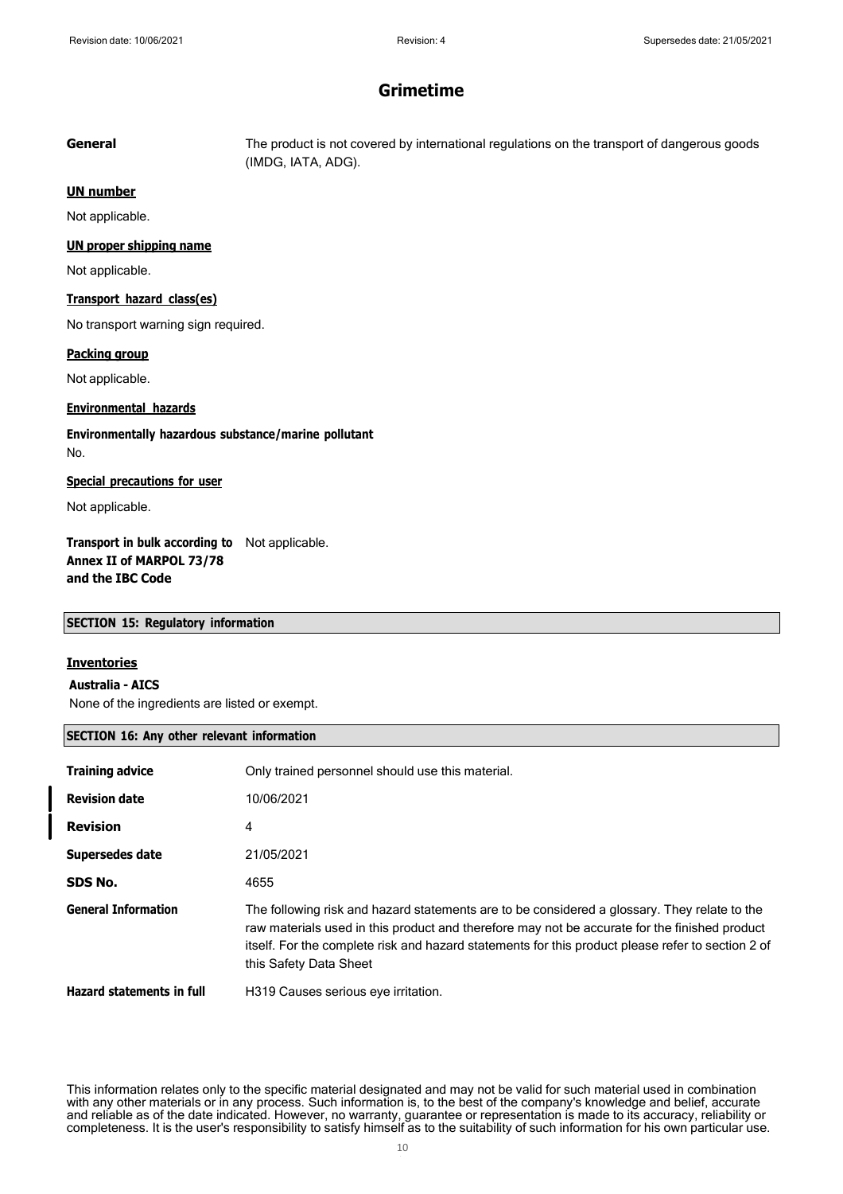**General** The product is not covered by international regulations on the transport of dangerous goods (IMDG, IATA, ADG).

**UN number**

Not applicable.

**UN proper shipping name**

Not applicable.

**Transport hazard class(es)**

No transport warning sign required.

**Packing group**

Not applicable.

**Environmental hazards**

**Environmentally hazardous substance/marine pollutant**

No.

**Special precautions for user**

Not applicable.

**Transport in bulk according to Annex II of MARPOL 73/78 and the IBC Code** Not applicable.

## SECTION 15: Regulatory information

**Inventories**

**Australia - AICS**

None of the ingredients are listed or exempt.

## SECTION 16: Any other relevant information

| | |
|---|---|
| **Training advice** | Only trained personnel should use this material. |
| **Revision date** | 10/06/2021 |
| **Revision** | 4 |
| **Supersedes date** | 21/05/2021 |
| **SDS No.** | 4655 |
| **General Information** | The following risk and hazard statements are to be considered a glossary. They relate to the raw materials used in this product and therefore may not be accurate for the finished product itself. For the complete risk and hazard statements for this product please refer to section 2 of this Safety Data Sheet |
| **Hazard statements in full** | H319 Causes serious eye irritation. |

This information relates only to the specific material designated and may not be valid for such material used in combination with any other materials or in any process. Such information is, to the best of the company's knowledge and belief, accurate and reliable as of the date indicated. However, no warranty, guarantee or representation is made to its accuracy, reliability or completeness. It is the user's responsibility to satisfy himself as to the suitability of such information for his own particular use.